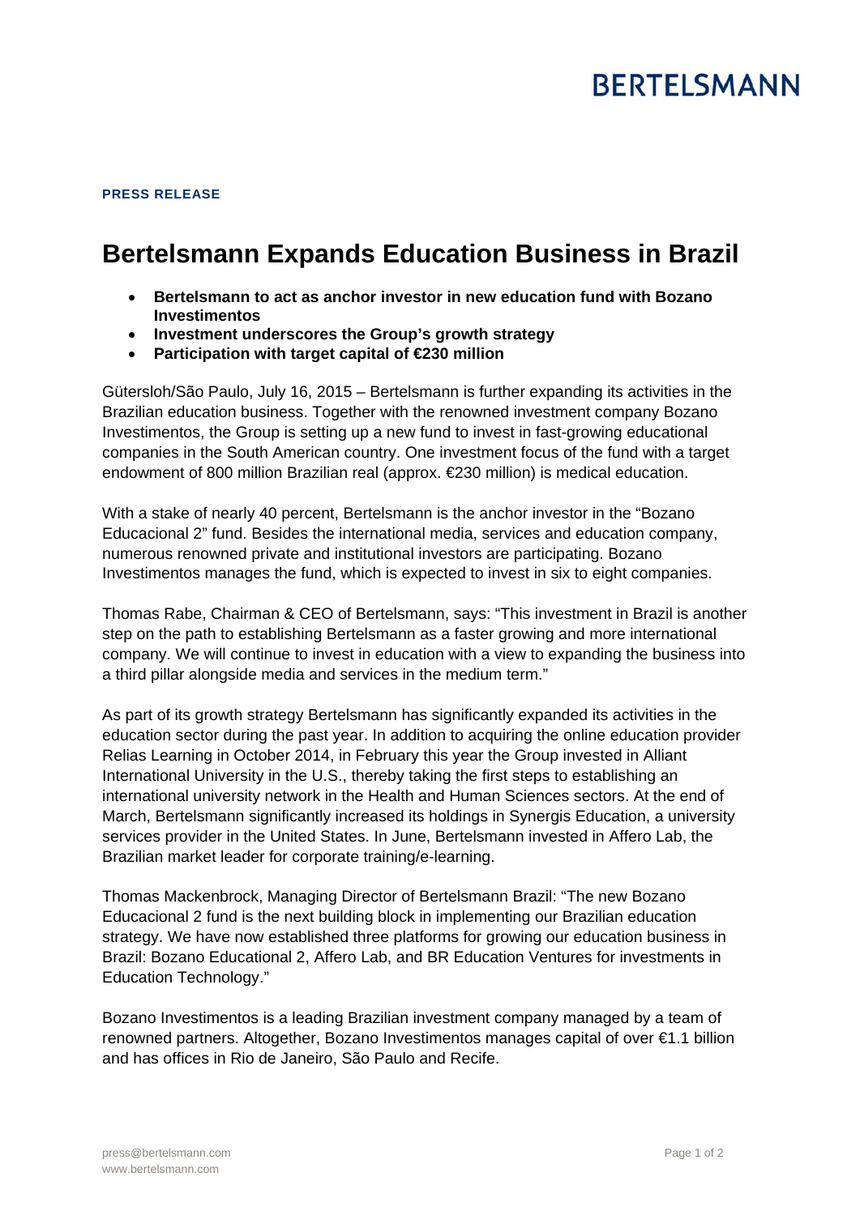BERTELSMANN

**PRESS RELEASE**

# Bertelsmann Expands Education Business in Brazil

- **Bertelsmann to act as anchor investor in new education fund with Bozano Investimentos**
- **Investment underscores the Group's growth strategy**
- **Participation with target capital of €230 million**

Gütersloh/São Paulo, July 16, 2015 – Bertelsmann is further expanding its activities in the Brazilian education business. Together with the renowned investment company Bozano Investimentos, the Group is setting up a new fund to invest in fast-growing educational companies in the South American country. One investment focus of the fund with a target endowment of 800 million Brazilian real (approx. €230 million) is medical education.

With a stake of nearly 40 percent, Bertelsmann is the anchor investor in the "Bozano Educacional 2" fund. Besides the international media, services and education company, numerous renowned private and institutional investors are participating. Bozano Investimentos manages the fund, which is expected to invest in six to eight companies.

Thomas Rabe, Chairman & CEO of Bertelsmann, says: "This investment in Brazil is another step on the path to establishing Bertelsmann as a faster growing and more international company. We will continue to invest in education with a view to expanding the business into a third pillar alongside media and services in the medium term."

As part of its growth strategy Bertelsmann has significantly expanded its activities in the education sector during the past year. In addition to acquiring the online education provider Relias Learning in October 2014, in February this year the Group invested in Alliant International University in the U.S., thereby taking the first steps to establishing an international university network in the Health and Human Sciences sectors. At the end of March, Bertelsmann significantly increased its holdings in Synergis Education, a university services provider in the United States. In June, Bertelsmann invested in Affero Lab, the Brazilian market leader for corporate training/e-learning.

Thomas Mackenbrock, Managing Director of Bertelsmann Brazil: "The new Bozano Educacional 2 fund is the next building block in implementing our Brazilian education strategy. We have now established three platforms for growing our education business in Brazil: Bozano Educational 2, Affero Lab, and BR Education Ventures for investments in Education Technology."

Bozano Investimentos is a leading Brazilian investment company managed by a team of renowned partners. Altogether, Bozano Investimentos manages capital of over €1.1 billion and has offices in Rio de Janeiro, São Paulo and Recife.

press@bertelsmann.com
www.bertelsmann.com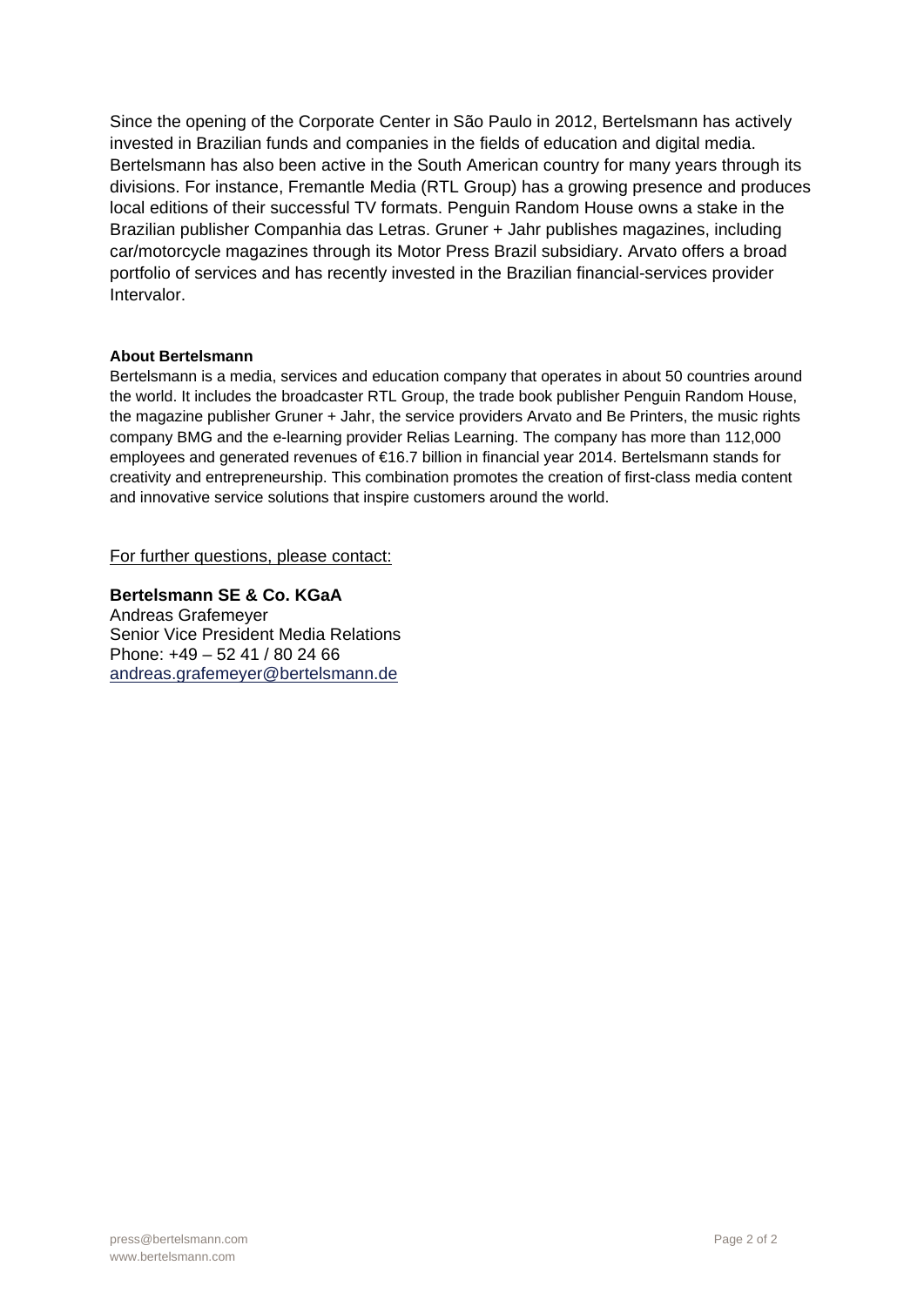Since the opening of the Corporate Center in São Paulo in 2012, Bertelsmann has actively invested in Brazilian funds and companies in the fields of education and digital media. Bertelsmann has also been active in the South American country for many years through its divisions. For instance, Fremantle Media (RTL Group) has a growing presence and produces local editions of their successful TV formats. Penguin Random House owns a stake in the Brazilian publisher Companhia das Letras. Gruner + Jahr publishes magazines, including car/motorcycle magazines through its Motor Press Brazil subsidiary. Arvato offers a broad portfolio of services and has recently invested in the Brazilian financial-services provider Intervalor.

**About Bertelsmann**

Bertelsmann is a media, services and education company that operates in about 50 countries around the world. It includes the broadcaster RTL Group, the trade book publisher Penguin Random House, the magazine publisher Gruner + Jahr, the service providers Arvato and Be Printers, the music rights company BMG and the e-learning provider Relias Learning. The company has more than 112,000 employees and generated revenues of €16.7 billion in financial year 2014. Bertelsmann stands for creativity and entrepreneurship. This combination promotes the creation of first-class media content and innovative service solutions that inspire customers around the world.

For further questions, please contact:

**Bertelsmann SE & Co. KGaA**
Andreas Grafemeyer
Senior Vice President Media Relations
Phone: +49 – 52 41 / 80 24 66
andreas.grafemeyer@bertelsmann.de

press@bertelsmann.com
www.bertelsmann.com